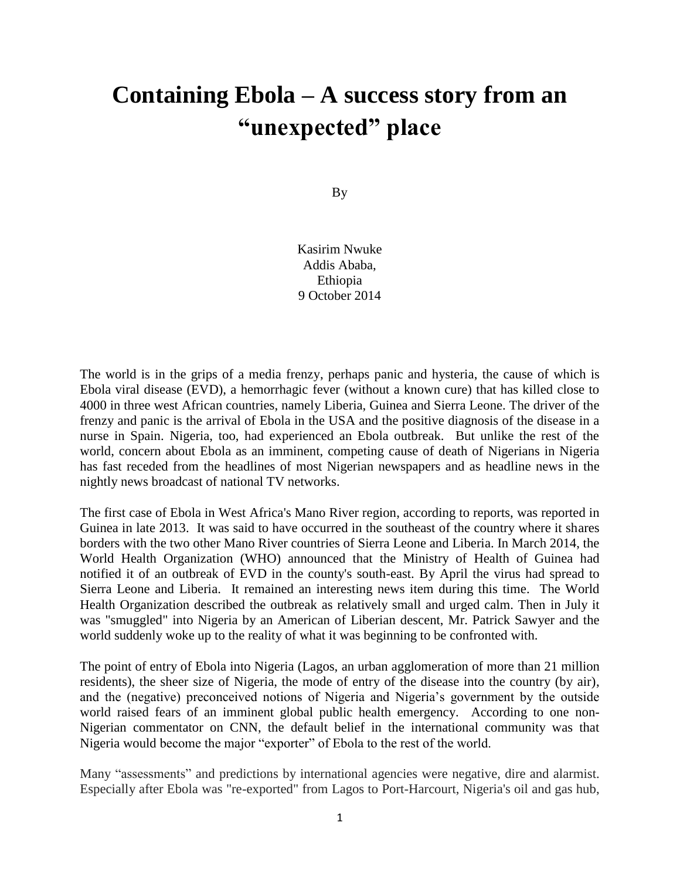# Containing Ebola – A success story from an "unexpected" place

By

Kasirim Nwuke
Addis Ababa,
Ethiopia
9 October 2014

The world is in the grips of a media frenzy, perhaps panic and hysteria, the cause of which is Ebola viral disease (EVD), a hemorrhagic fever (without a known cure) that has killed close to 4000 in three west African countries, namely Liberia, Guinea and Sierra Leone. The driver of the frenzy and panic is the arrival of Ebola in the USA and the positive diagnosis of the disease in a nurse in Spain. Nigeria, too, had experienced an Ebola outbreak. But unlike the rest of the world, concern about Ebola as an imminent, competing cause of death of Nigerians in Nigeria has fast receded from the headlines of most Nigerian newspapers and as headline news in the nightly news broadcast of national TV networks.

The first case of Ebola in West Africa's Mano River region, according to reports, was reported in Guinea in late 2013. It was said to have occurred in the southeast of the country where it shares borders with the two other Mano River countries of Sierra Leone and Liberia. In March 2014, the World Health Organization (WHO) announced that the Ministry of Health of Guinea had notified it of an outbreak of EVD in the county's south-east. By April the virus had spread to Sierra Leone and Liberia. It remained an interesting news item during this time. The World Health Organization described the outbreak as relatively small and urged calm. Then in July it was "smuggled" into Nigeria by an American of Liberian descent, Mr. Patrick Sawyer and the world suddenly woke up to the reality of what it was beginning to be confronted with.

The point of entry of Ebola into Nigeria (Lagos, an urban agglomeration of more than 21 million residents), the sheer size of Nigeria, the mode of entry of the disease into the country (by air), and the (negative) preconceived notions of Nigeria and Nigeria's government by the outside world raised fears of an imminent global public health emergency. According to one non-Nigerian commentator on CNN, the default belief in the international community was that Nigeria would become the major "exporter" of Ebola to the rest of the world.

Many "assessments" and predictions by international agencies were negative, dire and alarmist. Especially after Ebola was "re-exported" from Lagos to Port-Harcourt, Nigeria's oil and gas hub,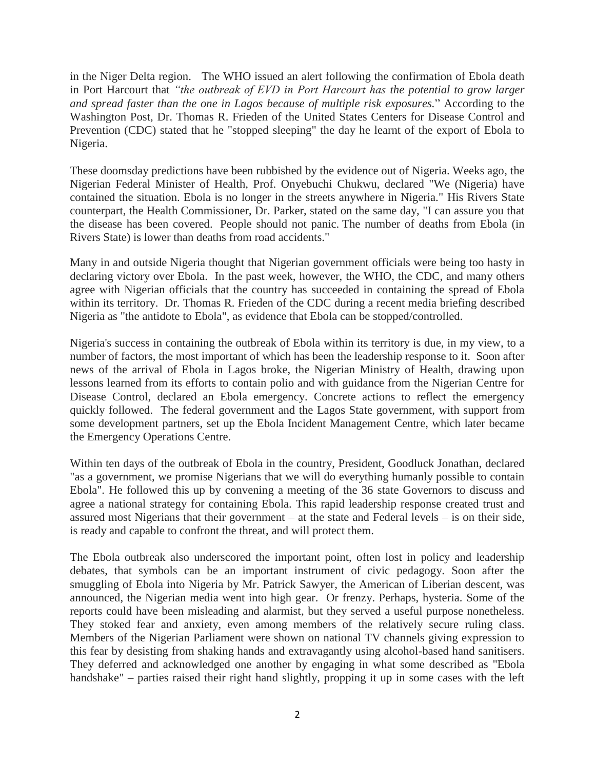in the Niger Delta region. The WHO issued an alert following the confirmation of Ebola death in Port Harcourt that *"the outbreak of EVD in Port Harcourt has the potential to grow larger and spread faster than the one in Lagos because of multiple risk exposures.*" According to the Washington Post, Dr. Thomas R. Frieden of the United States Centers for Disease Control and Prevention (CDC) stated that he "stopped sleeping" the day he learnt of the export of Ebola to Nigeria.

These doomsday predictions have been rubbished by the evidence out of Nigeria. Weeks ago, the Nigerian Federal Minister of Health, Prof. Onyebuchi Chukwu, declared "We (Nigeria) have contained the situation. Ebola is no longer in the streets anywhere in Nigeria." His Rivers State counterpart, the Health Commissioner, Dr. Parker, stated on the same day, "I can assure you that the disease has been covered. People should not panic. The number of deaths from Ebola (in Rivers State) is lower than deaths from road accidents."

Many in and outside Nigeria thought that Nigerian government officials were being too hasty in declaring victory over Ebola. In the past week, however, the WHO, the CDC, and many others agree with Nigerian officials that the country has succeeded in containing the spread of Ebola within its territory. Dr. Thomas R. Frieden of the CDC during a recent media briefing described Nigeria as "the antidote to Ebola", as evidence that Ebola can be stopped/controlled.

Nigeria's success in containing the outbreak of Ebola within its territory is due, in my view, to a number of factors, the most important of which has been the leadership response to it. Soon after news of the arrival of Ebola in Lagos broke, the Nigerian Ministry of Health, drawing upon lessons learned from its efforts to contain polio and with guidance from the Nigerian Centre for Disease Control, declared an Ebola emergency. Concrete actions to reflect the emergency quickly followed. The federal government and the Lagos State government, with support from some development partners, set up the Ebola Incident Management Centre, which later became the Emergency Operations Centre.

Within ten days of the outbreak of Ebola in the country, President, Goodluck Jonathan, declared "as a government, we promise Nigerians that we will do everything humanly possible to contain Ebola". He followed this up by convening a meeting of the 36 state Governors to discuss and agree a national strategy for containing Ebola. This rapid leadership response created trust and assured most Nigerians that their government – at the state and Federal levels – is on their side, is ready and capable to confront the threat, and will protect them.

The Ebola outbreak also underscored the important point, often lost in policy and leadership debates, that symbols can be an important instrument of civic pedagogy. Soon after the smuggling of Ebola into Nigeria by Mr. Patrick Sawyer, the American of Liberian descent, was announced, the Nigerian media went into high gear. Or frenzy. Perhaps, hysteria. Some of the reports could have been misleading and alarmist, but they served a useful purpose nonetheless. They stoked fear and anxiety, even among members of the relatively secure ruling class. Members of the Nigerian Parliament were shown on national TV channels giving expression to this fear by desisting from shaking hands and extravagantly using alcohol-based hand sanitisers. They deferred and acknowledged one another by engaging in what some described as "Ebola handshake" – parties raised their right hand slightly, propping it up in some cases with the left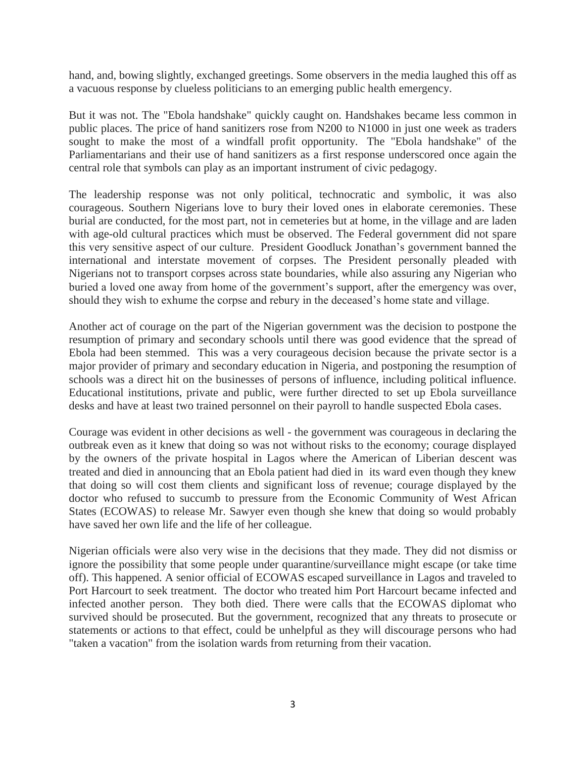hand, and, bowing slightly, exchanged greetings. Some observers in the media laughed this off as a vacuous response by clueless politicians to an emerging public health emergency.

But it was not. The "Ebola handshake" quickly caught on. Handshakes became less common in public places. The price of hand sanitizers rose from N200 to N1000 in just one week as traders sought to make the most of a windfall profit opportunity. The "Ebola handshake" of the Parliamentarians and their use of hand sanitizers as a first response underscored once again the central role that symbols can play as an important instrument of civic pedagogy.

The leadership response was not only political, technocratic and symbolic, it was also courageous. Southern Nigerians love to bury their loved ones in elaborate ceremonies. These burial are conducted, for the most part, not in cemeteries but at home, in the village and are laden with age-old cultural practices which must be observed. The Federal government did not spare this very sensitive aspect of our culture. President Goodluck Jonathan's government banned the international and interstate movement of corpses. The President personally pleaded with Nigerians not to transport corpses across state boundaries, while also assuring any Nigerian who buried a loved one away from home of the government's support, after the emergency was over, should they wish to exhume the corpse and rebury in the deceased's home state and village.

Another act of courage on the part of the Nigerian government was the decision to postpone the resumption of primary and secondary schools until there was good evidence that the spread of Ebola had been stemmed. This was a very courageous decision because the private sector is a major provider of primary and secondary education in Nigeria, and postponing the resumption of schools was a direct hit on the businesses of persons of influence, including political influence. Educational institutions, private and public, were further directed to set up Ebola surveillance desks and have at least two trained personnel on their payroll to handle suspected Ebola cases.

Courage was evident in other decisions as well - the government was courageous in declaring the outbreak even as it knew that doing so was not without risks to the economy; courage displayed by the owners of the private hospital in Lagos where the American of Liberian descent was treated and died in announcing that an Ebola patient had died in its ward even though they knew that doing so will cost them clients and significant loss of revenue; courage displayed by the doctor who refused to succumb to pressure from the Economic Community of West African States (ECOWAS) to release Mr. Sawyer even though she knew that doing so would probably have saved her own life and the life of her colleague.

Nigerian officials were also very wise in the decisions that they made. They did not dismiss or ignore the possibility that some people under quarantine/surveillance might escape (or take time off). This happened. A senior official of ECOWAS escaped surveillance in Lagos and traveled to Port Harcourt to seek treatment. The doctor who treated him Port Harcourt became infected and infected another person. They both died. There were calls that the ECOWAS diplomat who survived should be prosecuted. But the government, recognized that any threats to prosecute or statements or actions to that effect, could be unhelpful as they will discourage persons who had "taken a vacation" from the isolation wards from returning from their vacation.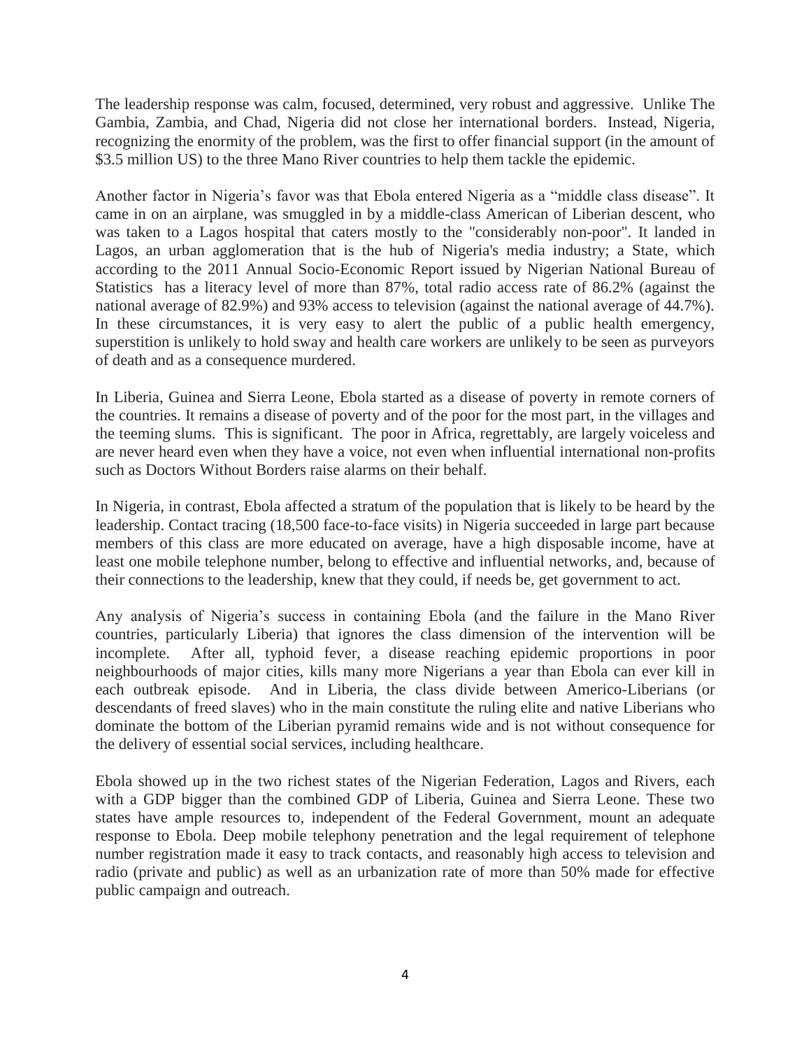The leadership response was calm, focused, determined, very robust and aggressive. Unlike The Gambia, Zambia, and Chad, Nigeria did not close her international borders. Instead, Nigeria, recognizing the enormity of the problem, was the first to offer financial support (in the amount of $3.5 million US) to the three Mano River countries to help them tackle the epidemic.

Another factor in Nigeria's favor was that Ebola entered Nigeria as a "middle class disease". It came in on an airplane, was smuggled in by a middle-class American of Liberian descent, who was taken to a Lagos hospital that caters mostly to the "considerably non-poor". It landed in Lagos, an urban agglomeration that is the hub of Nigeria's media industry; a State, which according to the 2011 Annual Socio-Economic Report issued by Nigerian National Bureau of Statistics has a literacy level of more than 87%, total radio access rate of 86.2% (against the national average of 82.9%) and 93% access to television (against the national average of 44.7%). In these circumstances, it is very easy to alert the public of a public health emergency, superstition is unlikely to hold sway and health care workers are unlikely to be seen as purveyors of death and as a consequence murdered.

In Liberia, Guinea and Sierra Leone, Ebola started as a disease of poverty in remote corners of the countries. It remains a disease of poverty and of the poor for the most part, in the villages and the teeming slums. This is significant. The poor in Africa, regrettably, are largely voiceless and are never heard even when they have a voice, not even when influential international non-profits such as Doctors Without Borders raise alarms on their behalf.

In Nigeria, in contrast, Ebola affected a stratum of the population that is likely to be heard by the leadership. Contact tracing (18,500 face-to-face visits) in Nigeria succeeded in large part because members of this class are more educated on average, have a high disposable income, have at least one mobile telephone number, belong to effective and influential networks, and, because of their connections to the leadership, knew that they could, if needs be, get government to act.

Any analysis of Nigeria's success in containing Ebola (and the failure in the Mano River countries, particularly Liberia) that ignores the class dimension of the intervention will be incomplete. After all, typhoid fever, a disease reaching epidemic proportions in poor neighbourhoods of major cities, kills many more Nigerians a year than Ebola can ever kill in each outbreak episode. And in Liberia, the class divide between Americo-Liberians (or descendants of freed slaves) who in the main constitute the ruling elite and native Liberians who dominate the bottom of the Liberian pyramid remains wide and is not without consequence for the delivery of essential social services, including healthcare.

Ebola showed up in the two richest states of the Nigerian Federation, Lagos and Rivers, each with a GDP bigger than the combined GDP of Liberia, Guinea and Sierra Leone. These two states have ample resources to, independent of the Federal Government, mount an adequate response to Ebola. Deep mobile telephony penetration and the legal requirement of telephone number registration made it easy to track contacts, and reasonably high access to television and radio (private and public) as well as an urbanization rate of more than 50% made for effective public campaign and outreach.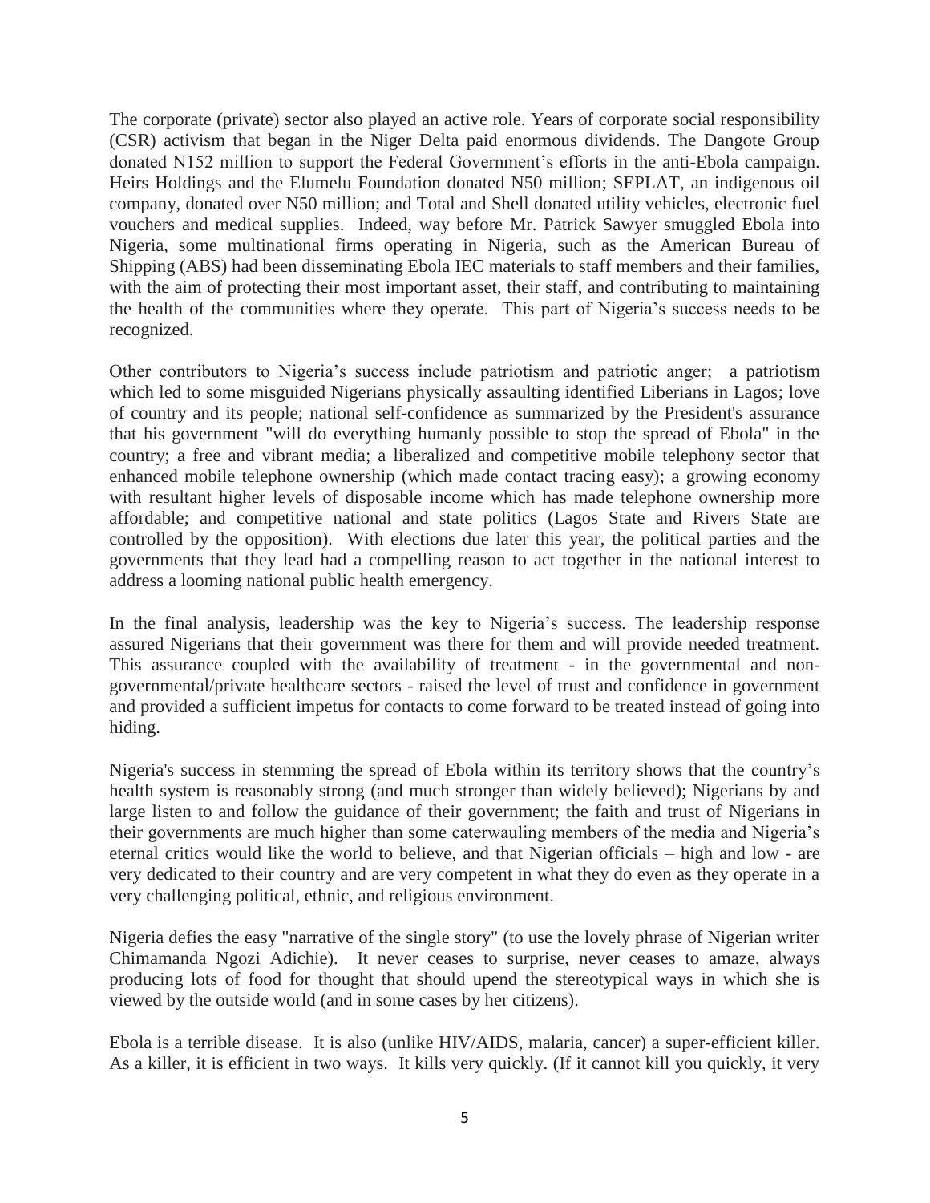The corporate (private) sector also played an active role. Years of corporate social responsibility (CSR) activism that began in the Niger Delta paid enormous dividends. The Dangote Group donated N152 million to support the Federal Government's efforts in the anti-Ebola campaign. Heirs Holdings and the Elumelu Foundation donated N50 million; SEPLAT, an indigenous oil company, donated over N50 million; and Total and Shell donated utility vehicles, electronic fuel vouchers and medical supplies. Indeed, way before Mr. Patrick Sawyer smuggled Ebola into Nigeria, some multinational firms operating in Nigeria, such as the American Bureau of Shipping (ABS) had been disseminating Ebola IEC materials to staff members and their families, with the aim of protecting their most important asset, their staff, and contributing to maintaining the health of the communities where they operate. This part of Nigeria's success needs to be recognized.

Other contributors to Nigeria's success include patriotism and patriotic anger; a patriotism which led to some misguided Nigerians physically assaulting identified Liberians in Lagos; love of country and its people; national self-confidence as summarized by the President's assurance that his government "will do everything humanly possible to stop the spread of Ebola" in the country; a free and vibrant media; a liberalized and competitive mobile telephony sector that enhanced mobile telephone ownership (which made contact tracing easy); a growing economy with resultant higher levels of disposable income which has made telephone ownership more affordable; and competitive national and state politics (Lagos State and Rivers State are controlled by the opposition). With elections due later this year, the political parties and the governments that they lead had a compelling reason to act together in the national interest to address a looming national public health emergency.

In the final analysis, leadership was the key to Nigeria's success. The leadership response assured Nigerians that their government was there for them and will provide needed treatment. This assurance coupled with the availability of treatment - in the governmental and non-governmental/private healthcare sectors - raised the level of trust and confidence in government and provided a sufficient impetus for contacts to come forward to be treated instead of going into hiding.

Nigeria's success in stemming the spread of Ebola within its territory shows that the country's health system is reasonably strong (and much stronger than widely believed); Nigerians by and large listen to and follow the guidance of their government; the faith and trust of Nigerians in their governments are much higher than some caterwauling members of the media and Nigeria's eternal critics would like the world to believe, and that Nigerian officials – high and low - are very dedicated to their country and are very competent in what they do even as they operate in a very challenging political, ethnic, and religious environment.

Nigeria defies the easy "narrative of the single story" (to use the lovely phrase of Nigerian writer Chimamanda Ngozi Adichie). It never ceases to surprise, never ceases to amaze, always producing lots of food for thought that should upend the stereotypical ways in which she is viewed by the outside world (and in some cases by her citizens).

Ebola is a terrible disease. It is also (unlike HIV/AIDS, malaria, cancer) a super-efficient killer. As a killer, it is efficient in two ways. It kills very quickly. (If it cannot kill you quickly, it very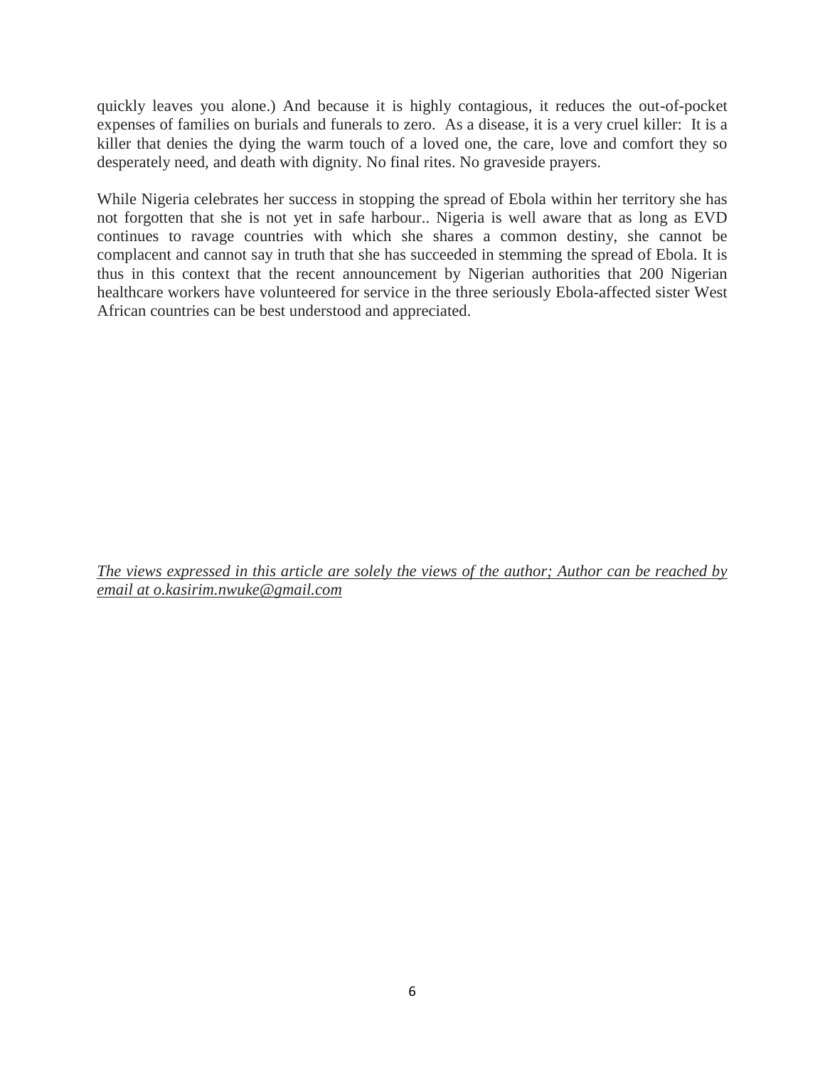quickly leaves you alone.) And because it is highly contagious, it reduces the out-of-pocket expenses of families on burials and funerals to zero. As a disease, it is a very cruel killer: It is a killer that denies the dying the warm touch of a loved one, the care, love and comfort they so desperately need, and death with dignity. No final rites. No graveside prayers.

While Nigeria celebrates her success in stopping the spread of Ebola within her territory she has not forgotten that she is not yet in safe harbour.. Nigeria is well aware that as long as EVD continues to ravage countries with which she shares a common destiny, she cannot be complacent and cannot say in truth that she has succeeded in stemming the spread of Ebola. It is thus in this context that the recent announcement by Nigerian authorities that 200 Nigerian healthcare workers have volunteered for service in the three seriously Ebola-affected sister West African countries can be best understood and appreciated.

*The views expressed in this article are solely the views of the author; Author can be reached by email at o.kasirim.nwuke@gmail.com*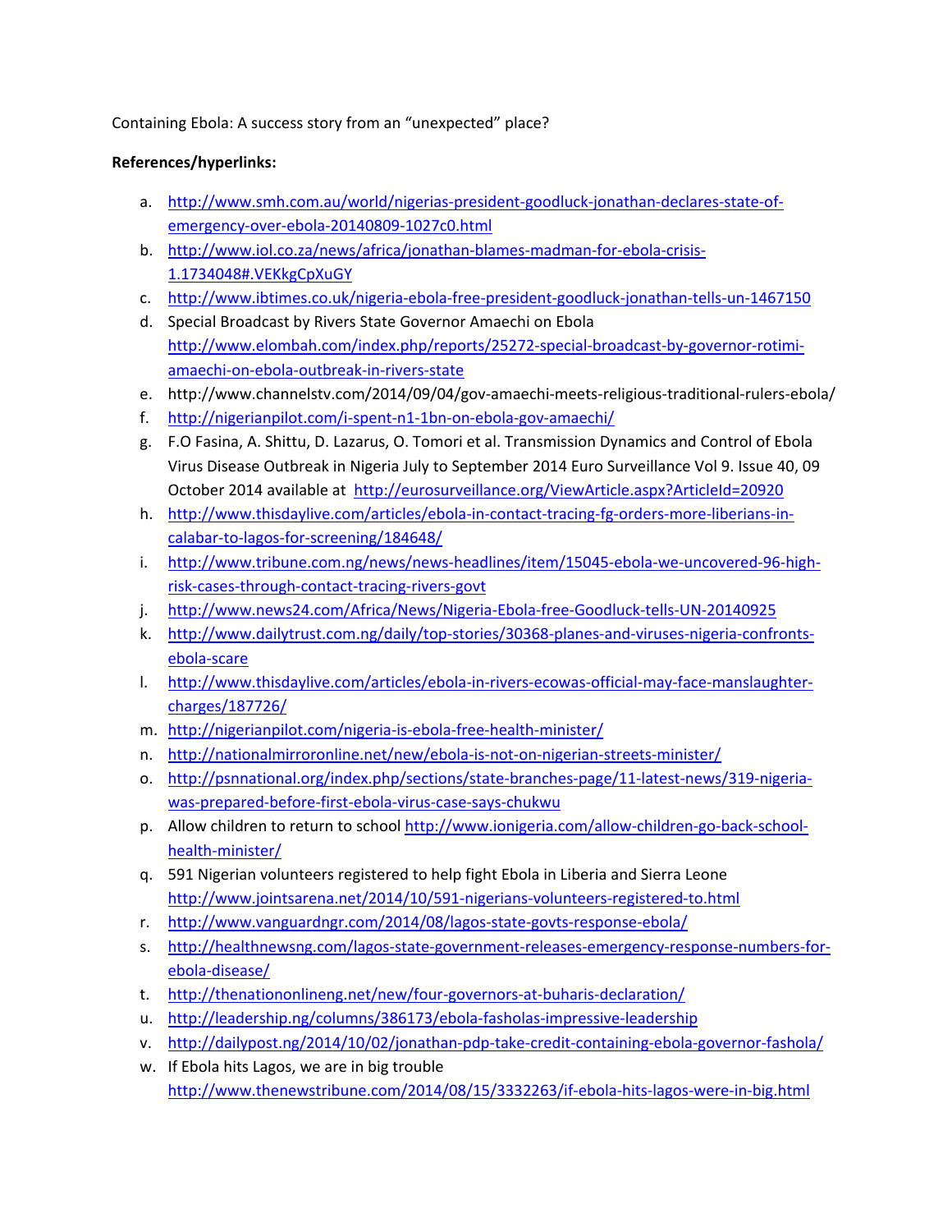Containing Ebola: A success story from an "unexpected" place?

**References/hyperlinks:**

a. http://www.smh.com.au/world/nigerias-president-goodluck-jonathan-declares-state-of-emergency-over-ebola-20140809-1027c0.html
b. http://www.iol.co.za/news/africa/jonathan-blames-madman-for-ebola-crisis-1.1734048#.VEKkgCpXuGY
c. http://www.ibtimes.co.uk/nigeria-ebola-free-president-goodluck-jonathan-tells-un-1467150
d. Special Broadcast by Rivers State Governor Amaechi on Ebola http://www.elombah.com/index.php/reports/25272-special-broadcast-by-governor-rotimi-amaechi-on-ebola-outbreak-in-rivers-state
e. http://www.channelstv.com/2014/09/04/gov-amaechi-meets-religious-traditional-rulers-ebola/
f. http://nigerianpilot.com/i-spent-n1-1bn-on-ebola-gov-amaechi/
g. F.O Fasina, A. Shittu, D. Lazarus, O. Tomori et al. Transmission Dynamics and Control of Ebola Virus Disease Outbreak in Nigeria July to September 2014 Euro Surveillance Vol 9. Issue 40, 09 October 2014 available at http://eurosurveillance.org/ViewArticle.aspx?ArticleId=20920
h. http://www.thisdaylive.com/articles/ebola-in-contact-tracing-fg-orders-more-liberians-in-calabar-to-lagos-for-screening/184648/
i. http://www.tribune.com.ng/news/news-headlines/item/15045-ebola-we-uncovered-96-high-risk-cases-through-contact-tracing-rivers-govt
j. http://www.news24.com/Africa/News/Nigeria-Ebola-free-Goodluck-tells-UN-20140925
k. http://www.dailytrust.com.ng/daily/top-stories/30368-planes-and-viruses-nigeria-confronts-ebola-scare
l. http://www.thisdaylive.com/articles/ebola-in-rivers-ecowas-official-may-face-manslaughter-charges/187726/
m. http://nigerianpilot.com/nigeria-is-ebola-free-health-minister/
n. http://nationalmirroronline.net/new/ebola-is-not-on-nigerian-streets-minister/
o. http://psnnational.org/index.php/sections/state-branches-page/11-latest-news/319-nigeria-was-prepared-before-first-ebola-virus-case-says-chukwu
p. Allow children to return to school http://www.ionigeria.com/allow-children-go-back-school-health-minister/
q. 591 Nigerian volunteers registered to help fight Ebola in Liberia and Sierra Leone http://www.jointsarena.net/2014/10/591-nigerians-volunteers-registered-to.html
r. http://www.vanguardngr.com/2014/08/lagos-state-govts-response-ebola/
s. http://healthnewsng.com/lagos-state-government-releases-emergency-response-numbers-for-ebola-disease/
t. http://thenationonlineng.net/new/four-governors-at-buharis-declaration/
u. http://leadership.ng/columns/386173/ebola-fasholas-impressive-leadership
v. http://dailypost.ng/2014/10/02/jonathan-pdp-take-credit-containing-ebola-governor-fashola/
w. If Ebola hits Lagos, we are in big trouble http://www.thenewstribune.com/2014/08/15/3332263/if-ebola-hits-lagos-were-in-big.html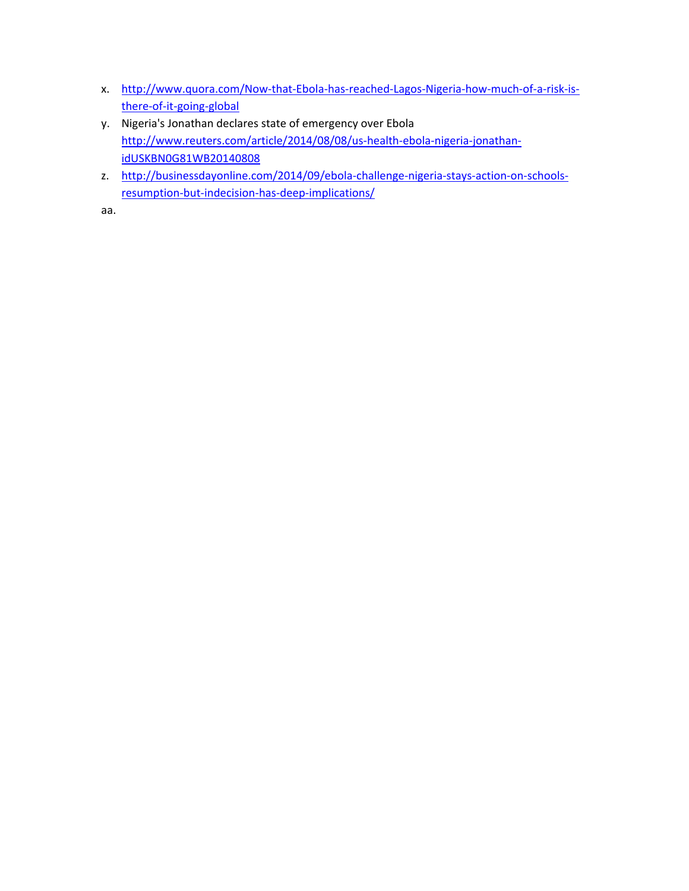x. http://www.quora.com/Now-that-Ebola-has-reached-Lagos-Nigeria-how-much-of-a-risk-is-there-of-it-going-global
y. Nigeria's Jonathan declares state of emergency over Ebola http://www.reuters.com/article/2014/08/08/us-health-ebola-nigeria-jonathan-idUSKBN0G81WB20140808
z. http://businessdayonline.com/2014/09/ebola-challenge-nigeria-stays-action-on-schools-resumption-but-indecision-has-deep-implications/
aa.